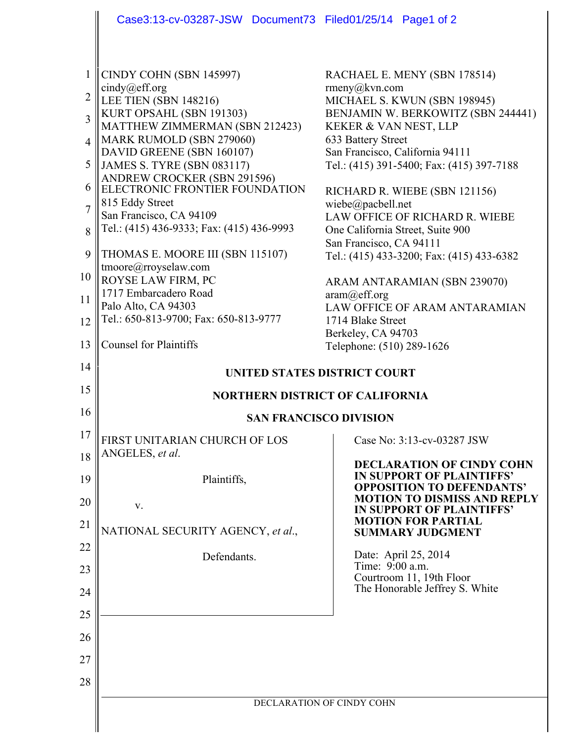CINDY COHN (SBN 145997)
cindy@eff.org
LEE TIEN (SBN 148216)
KURT OPSAHL (SBN 191303)
MATTHEW ZIMMERMAN (SBN 212423)
MARK RUMOLD (SBN 279060)
DAVID GREENE (SBN 160107)
JAMES S. TYRE (SBN 083117)
ANDREW CROCKER (SBN 291596)
ELECTRONIC FRONTIER FOUNDATION
815 Eddy Street
San Francisco, CA 94109
Tel.: (415) 436-9333; Fax: (415) 436-9993

THOMAS E. MOORE III (SBN 115107)
tmoore@rroyselaw.com
ROYSE LAW FIRM, PC
1717 Embarcadero Road
Palo Alto, CA 94303
Tel.: 650-813-9700; Fax: 650-813-9777

Counsel for Plaintiffs

RACHAEL E. MENY (SBN 178514)
rmeny@kvn.com
MICHAEL S. KWUN (SBN 198945)
BENJAMIN W. BERKOWITZ (SBN 244441)
KEKER & VAN NEST, LLP
633 Battery Street
San Francisco, California 94111
Tel.: (415) 391-5400; Fax: (415) 397-7188

RICHARD R. WIEBE (SBN 121156)
wiebe@pacbell.net
LAW OFFICE OF RICHARD R. WIEBE
One California Street, Suite 900
San Francisco, CA 94111
Tel.: (415) 433-3200; Fax: (415) 433-6382

ARAM ANTARAMIAN (SBN 239070)
aram@eff.org
LAW OFFICE OF ARAM ANTARAMIAN
1714 Blake Street
Berkeley, CA 94703
Telephone: (510) 289-1626

**UNITED STATES DISTRICT COURT**

**NORTHERN DISTRICT OF CALIFORNIA**

**SAN FRANCISCO DIVISION**

FIRST UNITARIAN CHURCH OF LOS ANGELES, *et al*.

Plaintiffs,

v.

NATIONAL SECURITY AGENCY, *et al*.,

Defendants.

Case No: 3:13-cv-03287 JSW

**DECLARATION OF CINDY COHN IN SUPPORT OF PLAINTIFFS' OPPOSITION TO DEFENDANTS' MOTION TO DISMISS AND REPLY IN SUPPORT OF PLAINTIFFS' MOTION FOR PARTIAL SUMMARY JUDGMENT**

Date: April 25, 2014
Time: 9:00 a.m.
Courtroom 11, 19th Floor
The Honorable Jeffrey S. White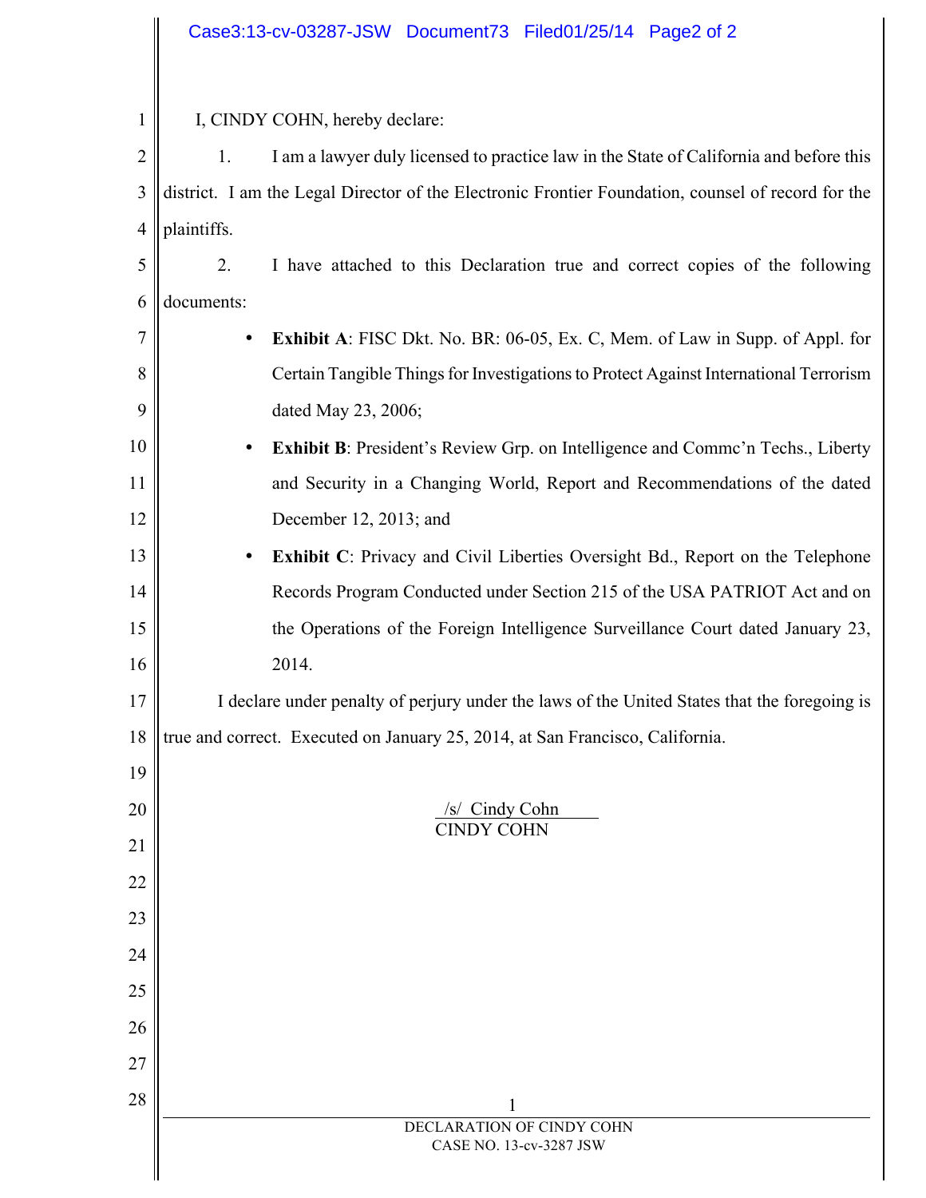I, CINDY COHN, hereby declare:

1. I am a lawyer duly licensed to practice law in the State of California and before this district. I am the Legal Director of the Electronic Frontier Foundation, counsel of record for the plaintiffs.

2. I have attached to this Declaration true and correct copies of the following documents:

- **Exhibit A**: FISC Dkt. No. BR: 06-05, Ex. C, Mem. of Law in Supp. of Appl. for Certain Tangible Things for Investigations to Protect Against International Terrorism dated May 23, 2006;
- **Exhibit B**: President's Review Grp. on Intelligence and Commc'n Techs., Liberty and Security in a Changing World, Report and Recommendations of the dated December 12, 2013; and
- **Exhibit C**: Privacy and Civil Liberties Oversight Bd., Report on the Telephone Records Program Conducted under Section 215 of the USA PATRIOT Act and on the Operations of the Foreign Intelligence Surveillance Court dated January 23, 2014.

I declare under penalty of perjury under the laws of the United States that the foregoing is true and correct. Executed on January 25, 2014, at San Francisco, California.

/s/ Cindy Cohn
CINDY COHN

DECLARATION OF CINDY COHN
CASE NO. 13-cv-3287 JSW